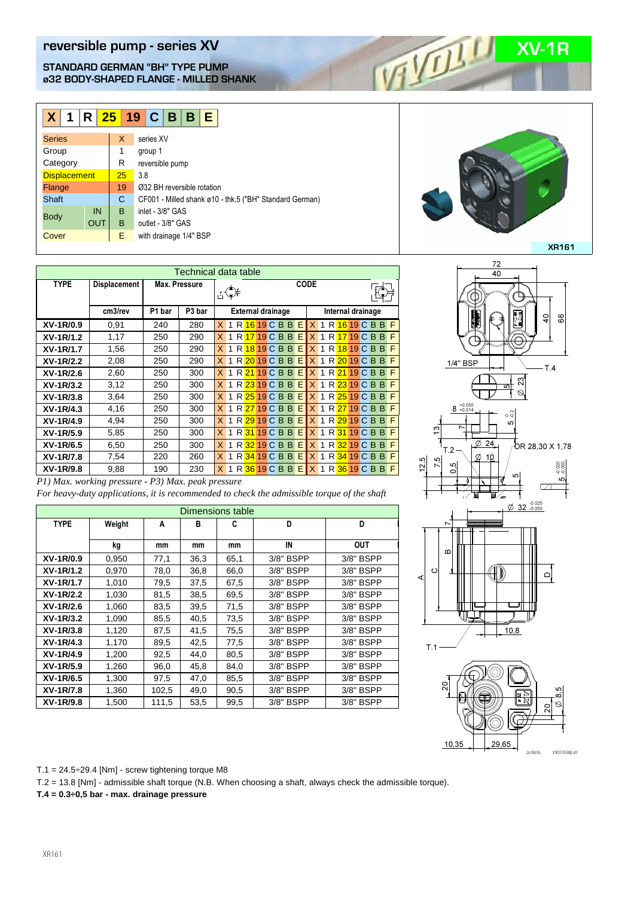# reversible pump - series XV

## XV-1R

**STANDARD GERMAN "BH" TYPE PUMP**
**ø32 BODY-SHAPED FLANGE - MILLED SHANK**

| X | 1 | R | 25 | 19 | C | B | B | E |
|---|---|---|---|---|---|---|---|---|

| | | Code | Description |
|---|---|---|---|
| Series | | X | series XV |
| Group | | 1 | group 1 |
| Category | | R | reversible pump |
| Displacement | | 25 | 3.8 |
| Flange | | 19 | Ø32 BH reversible rotation |
| Shaft | | C | CF001 - Milled shank ø10 - thk.5 ("BH" Standard German) |
| Body | IN | B | inlet - 3/8" GAS |
| | OUT | B | outlet - 3/8" GAS |
| Cover | | E | with drainage 1/4" BSP |

XR161

### Technical data table

| TYPE | Displacement | Max. Pressure | | CODE | |
|---|---|---|---|---|---|
| | cm3/rev | P1 bar | P3 bar | External drainage | Internal drainage |
| XV-1R/0.9 | 0,91 | 240 | 280 | X 1 R 16 19 C B B E | X 1 R 16 19 C B B F |
| XV-1R/1.2 | 1,17 | 250 | 290 | X 1 R 17 19 C B B E | X 1 R 17 19 C B B F |
| XV-1R/1.7 | 1,56 | 250 | 290 | X 1 R 18 19 C B B E | X 1 R 18 19 C B B F |
| XV-1R/2.2 | 2,08 | 250 | 290 | X 1 R 20 19 C B B E | X 1 R 20 19 C B B F |
| XV-1R/2.6 | 2,60 | 250 | 300 | X 1 R 21 19 C B B E | X 1 R 21 19 C B B F |
| XV-1R/3.2 | 3,12 | 250 | 300 | X 1 R 23 19 C B B E | X 1 R 23 19 C B B F |
| XV-1R/3.8 | 3,64 | 250 | 300 | X 1 R 25 19 C B B E | X 1 R 25 19 C B B F |
| XV-1R/4.3 | 4,16 | 250 | 300 | X 1 R 27 19 C B B E | X 1 R 27 19 C B B F |
| XV-1R/4.9 | 4,94 | 250 | 300 | X 1 R 29 19 C B B E | X 1 R 29 19 C B B F |
| XV-1R/5.9 | 5,85 | 250 | 300 | X 1 R 31 19 C B B E | X 1 R 31 19 C B B F |
| XV-1R/6.5 | 6,50 | 250 | 300 | X 1 R 32 19 C B B E | X 1 R 32 19 C B B F |
| XV-1R/7.8 | 7,54 | 220 | 260 | X 1 R 34 19 C B B E | X 1 R 34 19 C B B F |
| XV-1R/9.8 | 9,88 | 190 | 230 | X 1 R 36 19 C B B E | X 1 R 36 19 C B B F |

*P1) Max. working pressure - P3) Max. peak pressure*
*For heavy-duty applications, it is recommended to check the admissible torque of the shaft*

### Dimensions table

| TYPE | Weight | A | B | C | D | D |
|---|---|---|---|---|---|---|
| | kg | mm | mm | mm | IN | OUT |
| XV-1R/0.9 | 0,950 | 77,1 | 36,3 | 65,1 | 3/8" BSPP | 3/8" BSPP |
| XV-1R/1.2 | 0,970 | 78,0 | 36,8 | 66,0 | 3/8" BSPP | 3/8" BSPP |
| XV-1R/1.7 | 1,010 | 79,5 | 37,5 | 67,5 | 3/8" BSPP | 3/8" BSPP |
| XV-1R/2.2 | 1,030 | 81,5 | 38,5 | 69,5 | 3/8" BSPP | 3/8" BSPP |
| XV-1R/2.6 | 1,060 | 83,5 | 39,5 | 71,5 | 3/8" BSPP | 3/8" BSPP |
| XV-1R/3.2 | 1,090 | 85,5 | 40,5 | 73,5 | 3/8" BSPP | 3/8" BSPP |
| XV-1R/3.8 | 1,120 | 87,5 | 41,5 | 75,5 | 3/8" BSPP | 3/8" BSPP |
| XV-1R/4.3 | 1,170 | 89,5 | 42,5 | 77,5 | 3/8" BSPP | 3/8" BSPP |
| XV-1R/4.9 | 1,200 | 92,5 | 44,0 | 80,5 | 3/8" BSPP | 3/8" BSPP |
| XV-1R/5.9 | 1,260 | 96,0 | 45,8 | 84,0 | 3/8" BSPP | 3/8" BSPP |
| XV-1R/6.5 | 1,300 | 97,5 | 47,0 | 85,5 | 3/8" BSPP | 3/8" BSPP |
| XV-1R/7.8 | 1,360 | 102,5 | 49,0 | 90,5 | 3/8" BSPP | 3/8" BSPP |
| XV-1R/9.8 | 1,500 | 111,5 | 53,5 | 99,5 | 3/8" BSPP | 3/8" BSPP |

T.1 = 24.5÷29.4 [Nm] - screw tightening torque M8

T.2 = 13.8 [Nm] - admissible shaft torque (N.B. When choosing a shaft, always check the admissible torque).

**T.4 = 0.3÷0,5 bar - max. drainage pressure**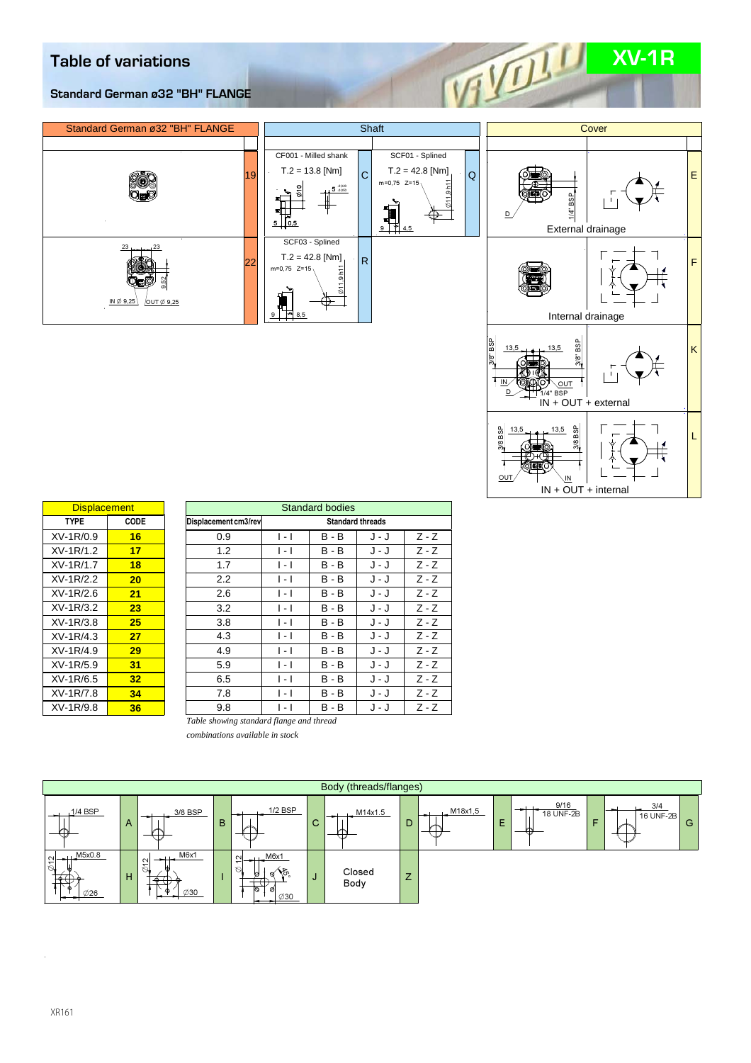# Table of variations

## XV-1R

### Standard German ø32 "BH" FLANGE

| Standard German ø32 "BH" FLANGE | |
|---|---|
| | 19 |
| 23 23 9,52 IN Ø 9,25 OUT Ø 9,25 | 22 |

| Shaft | | | |
|---|---|---|---|
| CF001 - Milled shank T.2 = 13.8 [Nm] Ø10 5 0,5 | C | SCF01 - Splined T.2 = 42.8 [Nm] m=0,75 Z=15 Ø11,9 h11 9 4,5 | Q |
| SCF03 - Splined T.2 = 42.8 [Nm] m=0,75 Z=15 Ø11,9 h11 9 8,5 | R | | |

| Cover | | |
|---|---|---|
| D 1/4" BSP | External drainage | E |
| | Internal drainage | F |
| 3/8" BSP 13,5 13,5 3/8" BSP IN OUT D 1/4" BSP | IN + OUT + external | K |
| 3/8 BSP 13,5 13,5 3/8 BSP OUT IN | IN + OUT + internal | L |

| Displacement | |
|---|---|
| **TYPE** | **CODE** |
| XV-1R/0.9 | **16** |
| XV-1R/1.2 | **17** |
| XV-1R/1.7 | **18** |
| XV-1R/2.2 | **20** |
| XV-1R/2.6 | **21** |
| XV-1R/3.2 | **23** |
| XV-1R/3.8 | **25** |
| XV-1R/4.3 | **27** |
| XV-1R/4.9 | **29** |
| XV-1R/5.9 | **31** |
| XV-1R/6.5 | **32** |
| XV-1R/7.8 | **34** |
| XV-1R/9.8 | **36** |

| Standard bodies | | | | |
|---|---|---|---|---|
| **Displacement cm3/rev** | **Standard threads** | | | |
| 0.9 | I - I | B - B | J - J | Z - Z |
| 1.2 | I - I | B - B | J - J | Z - Z |
| 1.7 | I - I | B - B | J - J | Z - Z |
| 2.2 | I - I | B - B | J - J | Z - Z |
| 2.6 | I - I | B - B | J - J | Z - Z |
| 3.2 | I - I | B - B | J - J | Z - Z |
| 3.8 | I - I | B - B | J - J | Z - Z |
| 4.3 | I - I | B - B | J - J | Z - Z |
| 4.9 | I - I | B - B | J - J | Z - Z |
| 5.9 | I - I | B - B | J - J | Z - Z |
| 6.5 | I - I | B - B | J - J | Z - Z |
| 7.8 | I - I | B - B | J - J | Z - Z |
| 9.8 | I - I | B - B | J - J | Z - Z |

*Table showing standard flange and thread combinations available in stock*

| Body (threads/flanges) | | | | | | | | | | | | | |
|---|---|---|---|---|---|---|---|---|---|---|---|---|---|
| 1/4 BSP | A | 3/8 BSP | B | 1/2 BSP | C | M14x1.5 | D | M18x1,5 | E | 9/16 18 UNF-2B | F | 3/4 16 UNF-2B | G |
| Ø12 M5x0.8 Ø26 | H | Ø12 M6x1 Ø30 | I | Ø12 M6x1 Ø30 | J | Closed Body | Z | | | | | | |

XR161